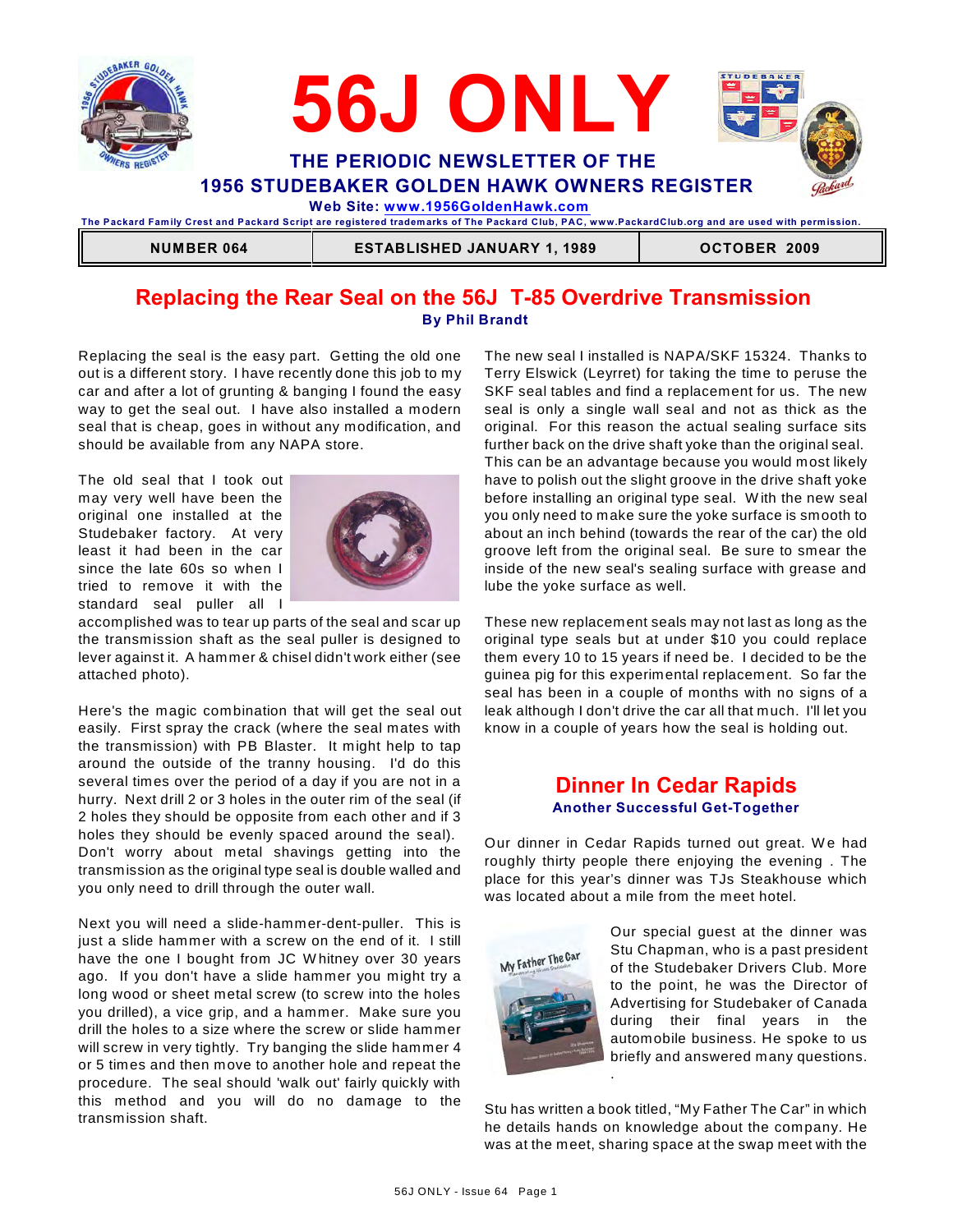# 56J ONLY

**THE PERIODIC NEWSLETTER OF THE**
**1956 STUDEBAKER GOLDEN HAWK OWNERS REGISTER**

**Web Site: www.1956GoldenHawk.com**

The Packard Family Crest and Packard Script are registered trademarks of The Packard Club, PAC, www.PackardClub.org and are used with permission.

| NUMBER 064 | ESTABLISHED JANUARY 1, 1989 | OCTOBER 2009 |
|---|---|---|

## Replacing the Rear Seal on the 56J T-85 Overdrive Transmission

**By Phil Brandt**

Replacing the seal is the easy part. Getting the old one out is a different story. I have recently done this job to my car and after a lot of grunting & banging I found the easy way to get the seal out. I have also installed a modern seal that is cheap, goes in without any modification, and should be available from any NAPA store.

The old seal that I took out may very well have been the original one installed at the Studebaker factory. At very least it had been in the car since the late 60s so when I tried to remove it with the standard seal puller all I accomplished was to tear up parts of the seal and scar up the transmission shaft as the seal puller is designed to lever against it. A hammer & chisel didn't work either (see attached photo).

Here's the magic combination that will get the seal out easily. First spray the crack (where the seal mates with the transmission) with PB Blaster. It might help to tap around the outside of the tranny housing. I'd do this several times over the period of a day if you are not in a hurry. Next drill 2 or 3 holes in the outer rim of the seal (if 2 holes they should be opposite from each other and if 3 holes they should be evenly spaced around the seal). Don't worry about metal shavings getting into the transmission as the original type seal is double walled and you only need to drill through the outer wall.

Next you will need a slide-hammer-dent-puller. This is just a slide hammer with a screw on the end of it. I still have the one I bought from JC Whitney over 30 years ago. If you don't have a slide hammer you might try a long wood or sheet metal screw (to screw into the holes you drilled), a vice grip, and a hammer. Make sure you drill the holes to a size where the screw or slide hammer will screw in very tightly. Try banging the slide hammer 4 or 5 times and then move to another hole and repeat the procedure. The seal should 'walk out' fairly quickly with this method and you will do no damage to the transmission shaft.

The new seal I installed is NAPA/SKF 15324. Thanks to Terry Elswick (Leyrret) for taking the time to peruse the SKF seal tables and find a replacement for us. The new seal is only a single wall seal and not as thick as the original. For this reason the actual sealing surface sits further back on the drive shaft yoke than the original seal. This can be an advantage because you would most likely have to polish out the slight groove in the drive shaft yoke before installing an original type seal. With the new seal you only need to make sure the yoke surface is smooth to about an inch behind (towards the rear of the car) the old groove left from the original seal. Be sure to smear the inside of the new seal's sealing surface with grease and lube the yoke surface as well.

These new replacement seals may not last as long as the original type seals but at under $10 you could replace them every 10 to 15 years if need be. I decided to be the guinea pig for this experimental replacement. So far the seal has been in a couple of months with no signs of a leak although I don't drive the car all that much. I'll let you know in a couple of years how the seal is holding out.

## Dinner In Cedar Rapids

**Another Successful Get-Together**

Our dinner in Cedar Rapids turned out great. We had roughly thirty people there enjoying the evening . The place for this year's dinner was TJs Steakhouse which was located about a mile from the meet hotel.

Our special guest at the dinner was Stu Chapman, who is a past president of the Studebaker Drivers Club. More to the point, he was the Director of Advertising for Studebaker of Canada during their final years in the automobile business. He spoke to us briefly and answered many questions.

Stu has written a book titled, "My Father The Car" in which he details hands on knowledge about the company. He was at the meet, sharing space at the swap meet with the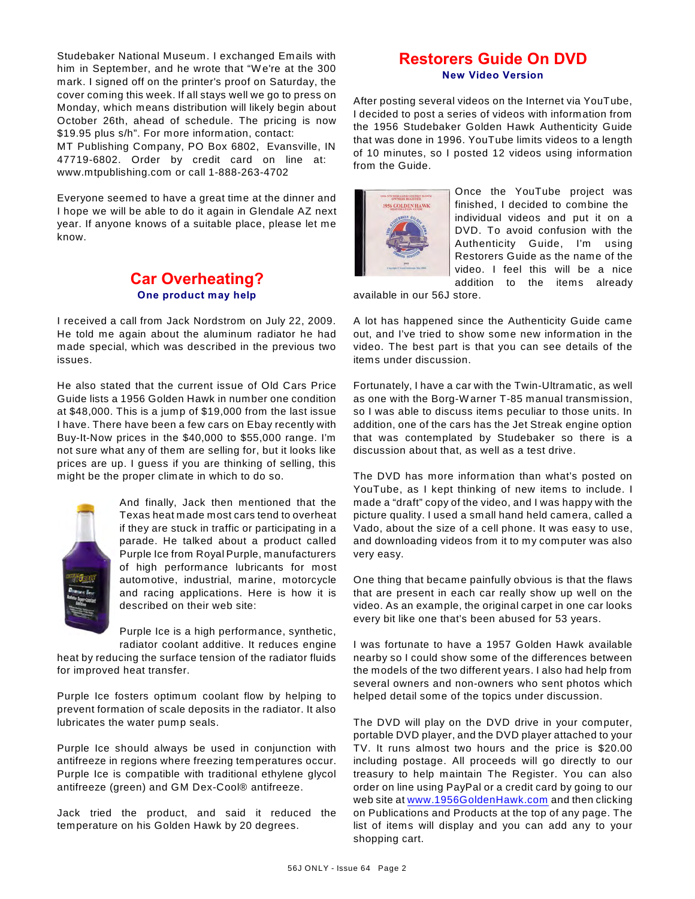Studebaker National Museum. I exchanged Emails with him in September, and he wrote that "We're at the 300 mark. I signed off on the printer's proof on Saturday, the cover coming this week. If all stays well we go to press on Monday, which means distribution will likely begin about October 26th, ahead of schedule. The pricing is now $19.95 plus s/h". For more information, contact:
MT Publishing Company, PO Box 6802, Evansville, IN 47719-6802. Order by credit card on line at: www.mtpublishing.com or call 1-888-263-4702

Everyone seemed to have a great time at the dinner and I hope we will be able to do it again in Glendale AZ next year. If anyone knows of a suitable place, please let me know.

## Car Overheating?

**One product may help**

I received a call from Jack Nordstrom on July 22, 2009. He told me again about the aluminum radiator he had made special, which was described in the previous two issues.

He also stated that the current issue of Old Cars Price Guide lists a 1956 Golden Hawk in number one condition at $48,000. This is a jump of $19,000 from the last issue I have. There have been a few cars on Ebay recently with Buy-It-Now prices in the $40,000 to $55,000 range. I'm not sure what any of them are selling for, but it looks like prices are up. I guess if you are thinking of selling, this might be the proper climate in which to do so.

And finally, Jack then mentioned that the Texas heat made most cars tend to overheat if they are stuck in traffic or participating in a parade. He talked about a product called Purple Ice from Royal Purple, manufacturers of high performance lubricants for most automotive, industrial, marine, motorcycle and racing applications. Here is how it is described on their web site:

Purple Ice is a high performance, synthetic, radiator coolant additive. It reduces engine heat by reducing the surface tension of the radiator fluids for improved heat transfer.

Purple Ice fosters optimum coolant flow by helping to prevent formation of scale deposits in the radiator. It also lubricates the water pump seals.

Purple Ice should always be used in conjunction with antifreeze in regions where freezing temperatures occur. Purple Ice is compatible with traditional ethylene glycol antifreeze (green) and GM Dex-Cool® antifreeze.

Jack tried the product, and said it reduced the temperature on his Golden Hawk by 20 degrees.

## Restorers Guide On DVD

**New Video Version**

After posting several videos on the Internet via YouTube, I decided to post a series of videos with information from the 1956 Studebaker Golden Hawk Authenticity Guide that was done in 1996. YouTube limits videos to a length of 10 minutes, so I posted 12 videos using information from the Guide.

Once the YouTube project was finished, I decided to combine the individual videos and put it on a DVD. To avoid confusion with the Authenticity Guide, I'm using Restorers Guide as the name of the video. I feel this will be a nice addition to the items already available in our 56J store.

A lot has happened since the Authenticity Guide came out, and I've tried to show some new information in the video. The best part is that you can see details of the items under discussion.

Fortunately, I have a car with the Twin-Ultramatic, as well as one with the Borg-Warner T-85 manual transmission, so I was able to discuss items peculiar to those units. In addition, one of the cars has the Jet Streak engine option that was contemplated by Studebaker so there is a discussion about that, as well as a test drive.

The DVD has more information than what's posted on YouTube, as I kept thinking of new items to include. I made a "draft" copy of the video, and I was happy with the picture quality. I used a small hand held camera, called a Vado, about the size of a cell phone. It was easy to use, and downloading videos from it to my computer was also very easy.

One thing that became painfully obvious is that the flaws that are present in each car really show up well on the video. As an example, the original carpet in one car looks every bit like one that's been abused for 53 years.

I was fortunate to have a 1957 Golden Hawk available nearby so I could show some of the differences between the models of the two different years. I also had help from several owners and non-owners who sent photos which helped detail some of the topics under discussion.

The DVD will play on the DVD drive in your computer, portable DVD player, and the DVD player attached to your TV. It runs almost two hours and the price is $20.00 including postage. All proceeds will go directly to our treasury to help maintain The Register. You can also order on line using PayPal or a credit card by going to our web site at www.1956GoldenHawk.com and then clicking on Publications and Products at the top of any page. The list of items will display and you can add any to your shopping cart.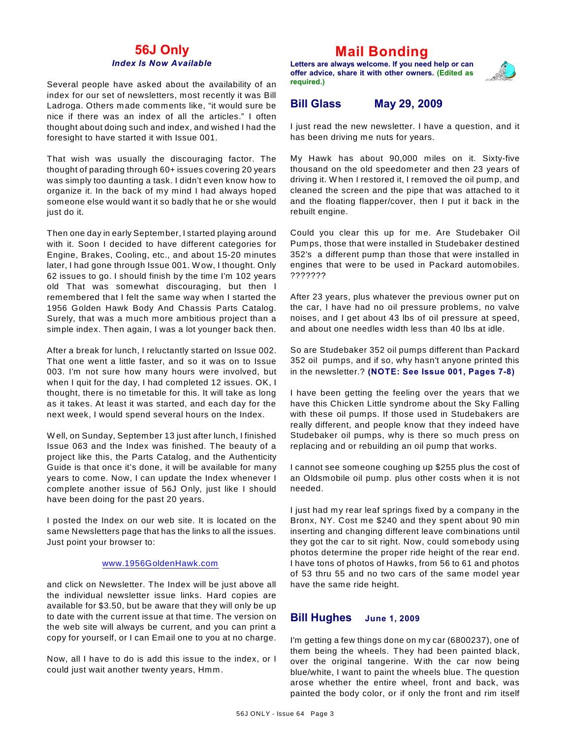# 56J Only

***Index Is Now Available***

Several people have asked about the availability of an index for our set of newsletters, most recently it was Bill Ladroga. Others made comments like, "it would sure be nice if there was an index of all the articles." I often thought about doing such and index, and wished I had the foresight to have started it with Issue 001.

That wish was usually the discouraging factor. The thought of parading through 60+ issues covering 20 years was simply too daunting a task. I didn't even know how to organize it. In the back of my mind I had always hoped someone else would want it so badly that he or she would just do it.

Then one day in early September, I started playing around with it. Soon I decided to have different categories for Engine, Brakes, Cooling, etc., and about 15-20 minutes later, I had gone through Issue 001. Wow, I thought. Only 62 issues to go. I should finish by the time I'm 102 years old That was somewhat discouraging, but then I remembered that I felt the same way when I started the 1956 Golden Hawk Body And Chassis Parts Catalog. Surely, that was a much more ambitious project than a simple index. Then again, I was a lot younger back then.

After a break for lunch, I reluctantly started on Issue 002. That one went a little faster, and so it was on to Issue 003. I'm not sure how many hours were involved, but when I quit for the day, I had completed 12 issues. OK, I thought, there is no timetable for this. It will take as long as it takes. At least it was started, and each day for the next week, I would spend several hours on the Index.

Well, on Sunday, September 13 just after lunch, I finished Issue 063 and the Index was finished. The beauty of a project like this, the Parts Catalog, and the Authenticity Guide is that once it's done, it will be available for many years to come. Now, I can update the Index whenever I complete another issue of 56J Only, just like I should have been doing for the past 20 years.

I posted the Index on our web site. It is located on the same Newsletters page that has the links to all the issues. Just point your browser to:

www.1956GoldenHawk.com

and click on Newsletter. The Index will be just above all the individual newsletter issue links. Hard copies are available for $3.50, but be aware that they will only be up to date with the current issue at that time. The version on the web site will always be current, and you can print a copy for yourself, or I can Email one to you at no charge.

Now, all I have to do is add this issue to the index, or I could just wait another twenty years, Hmm.

# Mail Bonding

**Letters are always welcome. If you need help or can offer advice, share it with other owners. (Edited as required.)**

## Bill Glass May 29, 2009

I just read the new newsletter. I have a question, and it has been driving me nuts for years.

My Hawk has about 90,000 miles on it. Sixty-five thousand on the old speedometer and then 23 years of driving it. When I restored it, I removed the oil pump, and cleaned the screen and the pipe that was attached to it and the floating flapper/cover, then I put it back in the rebuilt engine.

Could you clear this up for me. Are Studebaker Oil Pumps, those that were installed in Studebaker destined 352's a different pump than those that were installed in engines that were to be used in Packard automobiles. ???????

After 23 years, plus whatever the previous owner put on the car, I have had no oil pressure problems, no valve noises, and I get about 43 lbs of oil pressure at speed, and about one needles width less than 40 lbs at idle.

So are Studebaker 352 oil pumps different than Packard 352 oil pumps, and if so, why hasn't anyone printed this in the newsletter.? **(NOTE: See Issue 001, Pages 7-8)**

I have been getting the feeling over the years that we have this Chicken Little syndrome about the Sky Falling with these oil pumps. If those used in Studebakers are really different, and people know that they indeed have Studebaker oil pumps, why is there so much press on replacing and or rebuilding an oil pump that works.

I cannot see someone coughing up $255 plus the cost of an Oldsmobile oil pump. plus other costs when it is not needed.

I just had my rear leaf springs fixed by a company in the Bronx, NY. Cost me $240 and they spent about 90 min inserting and changing different leave combinations until they got the car to sit right. Now, could somebody using photos determine the proper ride height of the rear end. I have tons of photos of Hawks, from 56 to 61 and photos of 53 thru 55 and no two cars of the same model year have the same ride height.

## Bill Hughes June 1, 2009

I'm getting a few things done on my car (6800237), one of them being the wheels. They had been painted black, over the original tangerine. With the car now being blue/white, I want to paint the wheels blue. The question arose whether the entire wheel, front and back, was painted the body color, or if only the front and rim itself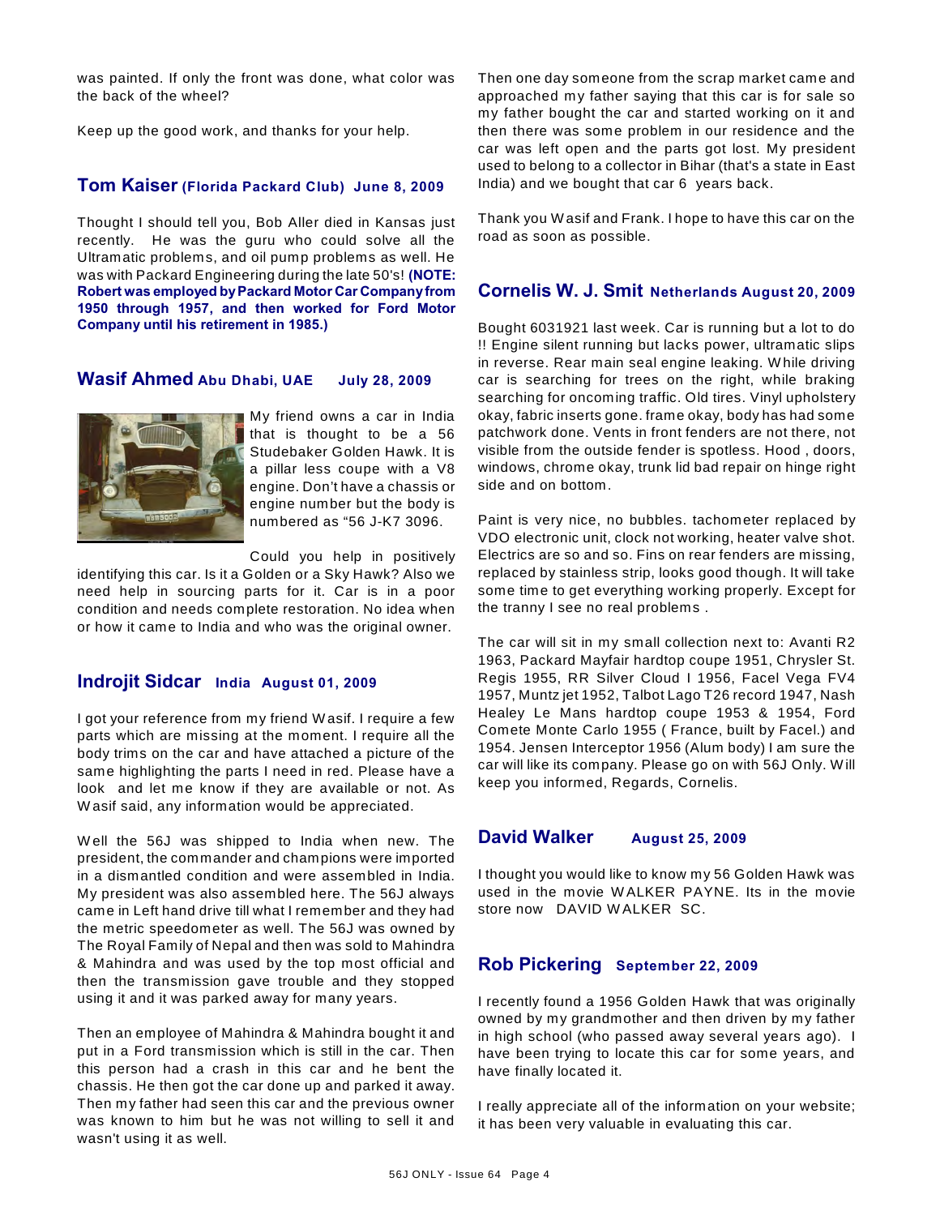was painted. If only the front was done, what color was the back of the wheel?

Keep up the good work, and thanks for your help.

## Tom Kaiser (Florida Packard Club) June 8, 2009

Thought I should tell you, Bob Aller died in Kansas just recently. He was the guru who could solve all the Ultramatic problems, and oil pump problems as well. He was with Packard Engineering during the late 50's! **(NOTE: Robert was employed by Packard Motor Car Company from 1950 through 1957, and then worked for Ford Motor Company until his retirement in 1985.)**

## Wasif Ahmed Abu Dhabi, UAE July 28, 2009

My friend owns a car in India that is thought to be a 56 Studebaker Golden Hawk. It is a pillar less coupe with a V8 engine. Don't have a chassis or engine number but the body is numbered as "56 J-K7 3096.

Could you help in positively identifying this car. Is it a Golden or a Sky Hawk? Also we need help in sourcing parts for it. Car is in a poor condition and needs complete restoration. No idea when or how it came to India and who was the original owner.

## Indrojit Sidcar India August 01, 2009

I got your reference from my friend Wasif. I require a few parts which are missing at the moment. I require all the body trims on the car and have attached a picture of the same highlighting the parts I need in red. Please have a look and let me know if they are available or not. As Wasif said, any information would be appreciated.

Well the 56J was shipped to India when new. The president, the commander and champions were imported in a dismantled condition and were assembled in India. My president was also assembled here. The 56J always came in Left hand drive till what I remember and they had the metric speedometer as well. The 56J was owned by The Royal Family of Nepal and then was sold to Mahindra & Mahindra and was used by the top most official and then the transmission gave trouble and they stopped using it and it was parked away for many years.

Then an employee of Mahindra & Mahindra bought it and put in a Ford transmission which is still in the car. Then this person had a crash in this car and he bent the chassis. He then got the car done up and parked it away. Then my father had seen this car and the previous owner was known to him but he was not willing to sell it and wasn't using it as well.

Then one day someone from the scrap market came and approached my father saying that this car is for sale so my father bought the car and started working on it and then there was some problem in our residence and the car was left open and the parts got lost. My president used to belong to a collector in Bihar (that's a state in East India) and we bought that car 6 years back.

Thank you Wasif and Frank. I hope to have this car on the road as soon as possible.

## Cornelis W. J. Smit Netherlands August 20, 2009

Bought 6031921 last week. Car is running but a lot to do !! Engine silent running but lacks power, ultramatic slips in reverse. Rear main seal engine leaking. While driving car is searching for trees on the right, while braking searching for oncoming traffic. Old tires. Vinyl upholstery okay, fabric inserts gone. frame okay, body has had some patchwork done. Vents in front fenders are not there, not visible from the outside fender is spotless. Hood , doors, windows, chrome okay, trunk lid bad repair on hinge right side and on bottom.

Paint is very nice, no bubbles. tachometer replaced by VDO electronic unit, clock not working, heater valve shot. Electrics are so and so. Fins on rear fenders are missing, replaced by stainless strip, looks good though. It will take some time to get everything working properly. Except for the tranny I see no real problems .

The car will sit in my small collection next to: Avanti R2 1963, Packard Mayfair hardtop coupe 1951, Chrysler St. Regis 1955, RR Silver Cloud I 1956, Facel Vega FV4 1957, Muntz jet 1952, Talbot Lago T26 record 1947, Nash Healey Le Mans hardtop coupe 1953 & 1954, Ford Comete Monte Carlo 1955 ( France, built by Facel.) and 1954. Jensen Interceptor 1956 (Alum body) I am sure the car will like its company. Please go on with 56J Only. Will keep you informed, Regards, Cornelis.

## David Walker August 25, 2009

I thought you would like to know my 56 Golden Hawk was used in the movie WALKER PAYNE. Its in the movie store now DAVID WALKER SC.

## Rob Pickering September 22, 2009

I recently found a 1956 Golden Hawk that was originally owned by my grandmother and then driven by my father in high school (who passed away several years ago). I have been trying to locate this car for some years, and have finally located it.

I really appreciate all of the information on your website; it has been very valuable in evaluating this car.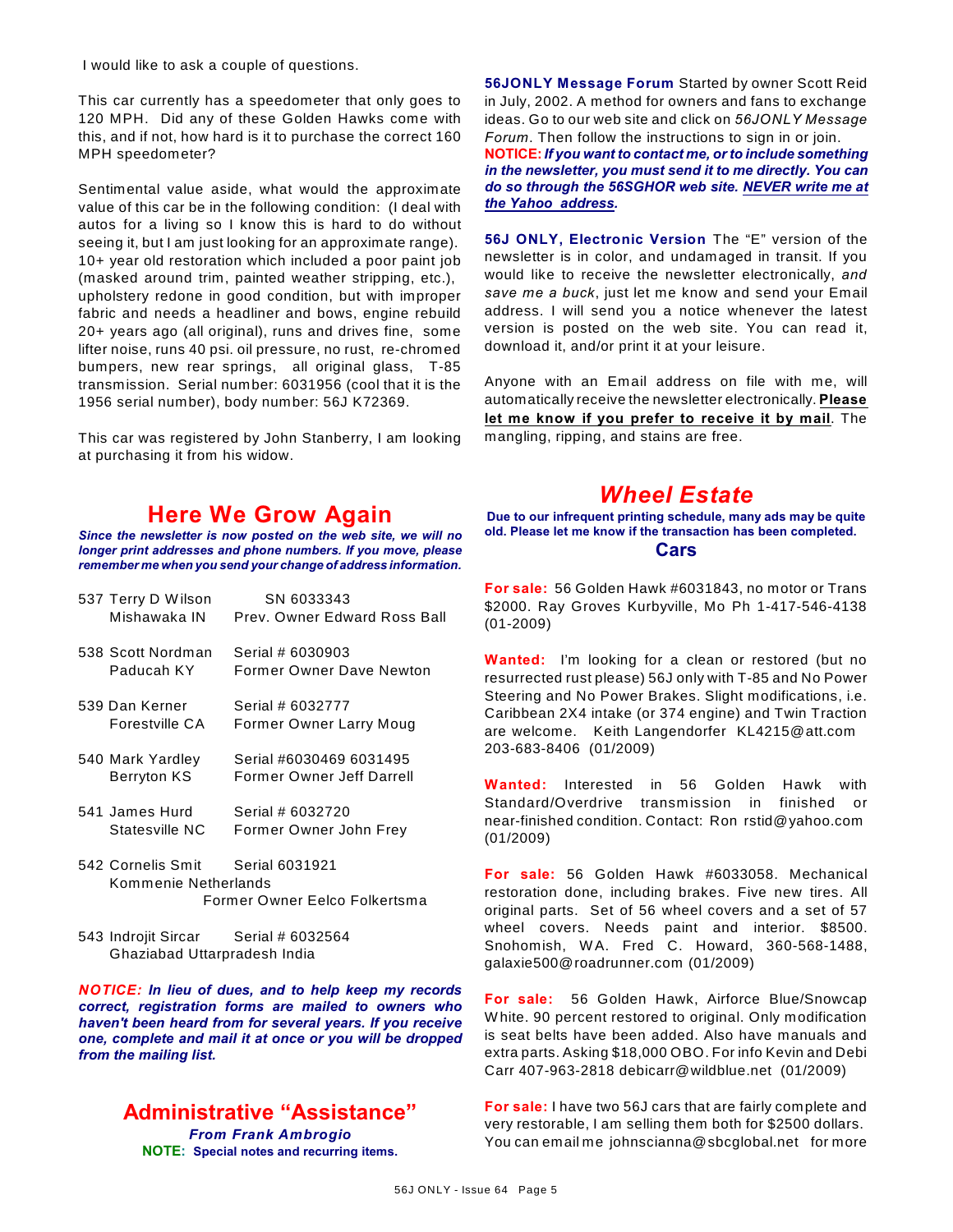I would like to ask a couple of questions.

This car currently has a speedometer that only goes to 120 MPH. Did any of these Golden Hawks come with this, and if not, how hard is it to purchase the correct 160 MPH speedometer?

Sentimental value aside, what would the approximate value of this car be in the following condition: (I deal with autos for a living so I know this is hard to do without seeing it, but I am just looking for an approximate range). 10+ year old restoration which included a poor paint job (masked around trim, painted weather stripping, etc.), upholstery redone in good condition, but with improper fabric and needs a headliner and bows, engine rebuild 20+ years ago (all original), runs and drives fine, some lifter noise, runs 40 psi. oil pressure, no rust, re-chromed bumpers, new rear springs, all original glass, T-85 transmission. Serial number: 6031956 (cool that it is the 1956 serial number), body number: 56J K72369.

This car was registered by John Stanberry, I am looking at purchasing it from his widow.

## Here We Grow Again

***Since the newsletter is now posted on the web site, we will no longer print addresses and phone numbers. If you move, please remember me when you send your change of address information.***

537 Terry D Wilson, Mishawaka IN — SN 6033343, Prev. Owner Edward Ross Ball

538 Scott Nordman, Paducah KY — Serial # 6030903, Former Owner Dave Newton

539 Dan Kerner, Forestville CA — Serial # 6032777, Former Owner Larry Moug

540 Mark Yardley, Berryton KS — Serial #6030469 6031495, Former Owner Jeff Darrell

541 James Hurd, Statesville NC — Serial # 6032720, Former Owner John Frey

542 Cornelis Smit, Kommenie Netherlands — Serial 6031921, Former Owner Eelco Folkertsma

543 Indrojit Sircar, Ghaziabad Uttarpradesh India — Serial # 6032564

***NOTICE: In lieu of dues, and to help keep my records correct, registration forms are mailed to owners who haven't been heard from for several years. If you receive one, complete and mail it at once or you will be dropped from the mailing list.***

## Administrative "Assistance"

***From Frank Ambrogio***

**NOTE: Special notes and recurring items.**

**56JONLY Message Forum** Started by owner Scott Reid in July, 2002. A method for owners and fans to exchange ideas. Go to our web site and click on *56JONLY Message Forum*. Then follow the instructions to sign in or join.

**NOTICE:** ***If you want to contact me, or to include something in the newsletter, you must send it to me directly. You can do so through the 56SGHOR web site. NEVER write me at the Yahoo address.***

**56J ONLY, Electronic Version** The "E" version of the newsletter is in color, and undamaged in transit. If you would like to receive the newsletter electronically, *and save me a buck*, just let me know and send your Email address. I will send you a notice whenever the latest version is posted on the web site. You can read it, download it, and/or print it at your leisure.

Anyone with an Email address on file with me, will automatically receive the newsletter electronically. **Please let me know if you prefer to receive it by mail**. The mangling, ripping, and stains are free.

## *Wheel Estate*

**Due to our infrequent printing schedule, many ads may be quite old. Please let me know if the transaction has been completed.**

### Cars

**For sale:** 56 Golden Hawk #6031843, no motor or Trans $2000. Ray Groves Kurbyville, Mo Ph 1-417-546-4138 (01-2009)

**Wanted:** I'm looking for a clean or restored (but no resurrected rust please) 56J only with T-85 and No Power Steering and No Power Brakes. Slight modifications, i.e. Caribbean 2X4 intake (or 374 engine) and Twin Traction are welcome. Keith Langendorfer KL4215@att.com 203-683-8406 (01/2009)

**Wanted:** Interested in 56 Golden Hawk with Standard/Overdrive transmission in finished or near-finished condition. Contact: Ron rstid@yahoo.com (01/2009)

**For sale:** 56 Golden Hawk #6033058. Mechanical restoration done, including brakes. Five new tires. All original parts. Set of 56 wheel covers and a set of 57 wheel covers. Needs paint and interior. $8500. Snohomish, WA. Fred C. Howard, 360-568-1488, galaxie500@roadrunner.com (01/2009)

**For sale:** 56 Golden Hawk, Airforce Blue/Snowcap White. 90 percent restored to original. Only modification is seat belts have been added. Also have manuals and extra parts. Asking $18,000 OBO. For info Kevin and Debi Carr 407-963-2818 debicarr@wildblue.net (01/2009)

**For sale:** I have two 56J cars that are fairly complete and very restorable, I am selling them both for $2500 dollars. You can email me johnscianna@sbcglobal.net for more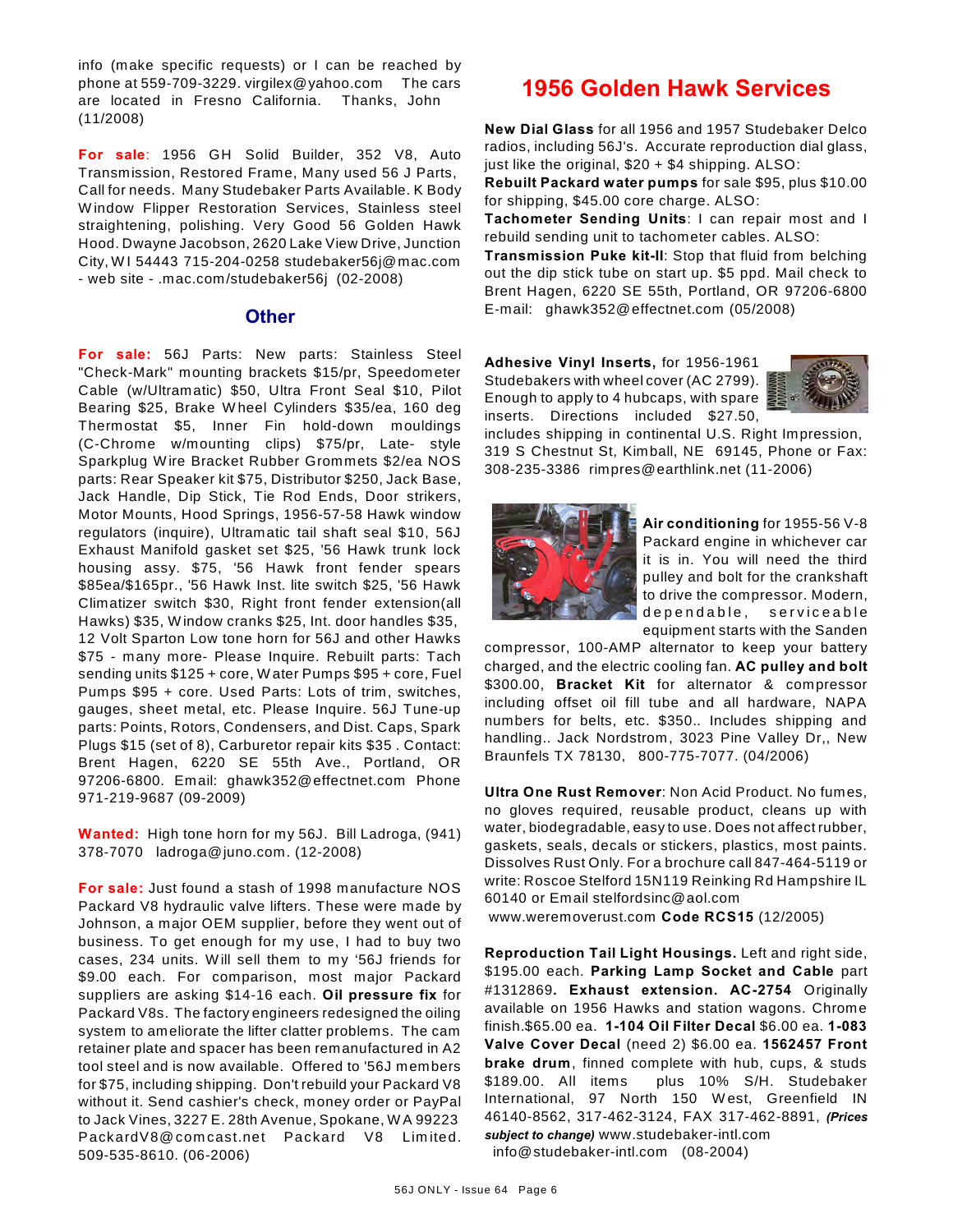info (make specific requests) or I can be reached by phone at 559-709-3229. virgilex@yahoo.com The cars are located in Fresno California. Thanks, John (11/2008)

**For sale**: 1956 GH Solid Builder, 352 V8, Auto Transmission, Restored Frame, Many used 56 J Parts, Call for needs. Many Studebaker Parts Available. K Body Window Flipper Restoration Services, Stainless steel straightening, polishing. Very Good 56 Golden Hawk Hood. Dwayne Jacobson, 2620 Lake View Drive, Junction City, WI 54443 715-204-0258 studebaker56j@mac.com - web site - .mac.com/studebaker56j (02-2008)

## Other

**For sale:** 56J Parts: New parts: Stainless Steel "Check-Mark" mounting brackets $15/pr, Speedometer Cable (w/Ultramatic) $50, Ultra Front Seal $10, Pilot Bearing $25, Brake Wheel Cylinders $35/ea, 160 deg Thermostat $5, Inner Fin hold-down mouldings (C-Chrome w/mounting clips) $75/pr, Late- style Sparkplug Wire Bracket Rubber Grommets $2/ea NOS parts: Rear Speaker kit $75, Distributor $250, Jack Base, Jack Handle, Dip Stick, Tie Rod Ends, Door strikers, Motor Mounts, Hood Springs, 1956-57-58 Hawk window regulators (inquire), Ultramatic tail shaft seal $10, 56J Exhaust Manifold gasket set $25, '56 Hawk trunk lock housing assy. $75, '56 Hawk front fender spears $85ea/$165pr., '56 Hawk Inst. lite switch $25, '56 Hawk Climatizer switch $30, Right front fender extension(all Hawks) $35, Window cranks $25, Int. door handles $35, 12 Volt Sparton Low tone horn for 56J and other Hawks $75 - many more- Please Inquire. Rebuilt parts: Tach sending units $125 + core, Water Pumps $95 + core, Fuel Pumps $95 + core. Used Parts: Lots of trim, switches, gauges, sheet metal, etc. Please Inquire. 56J Tune-up parts: Points, Rotors, Condensers, and Dist. Caps, Spark Plugs $15 (set of 8), Carburetor repair kits $35 . Contact: Brent Hagen, 6220 SE 55th Ave., Portland, OR 97206-6800. Email: ghawk352@effectnet.com Phone 971-219-9687 (09-2009)

**Wanted:** High tone horn for my 56J. Bill Ladroga, (941) 378-7070 ladroga@juno.com. (12-2008)

**For sale:** Just found a stash of 1998 manufacture NOS Packard V8 hydraulic valve lifters. These were made by Johnson, a major OEM supplier, before they went out of business. To get enough for my use, I had to buy two cases, 234 units. Will sell them to my '56J friends for $9.00 each. For comparison, most major Packard suppliers are asking $14-16 each. **Oil pressure fix** for Packard V8s. The factory engineers redesigned the oiling system to ameliorate the lifter clatter problems. The cam retainer plate and spacer has been remanufactured in A2 tool steel and is now available. Offered to '56J members for $75, including shipping. Don't rebuild your Packard V8 without it. Send cashier's check, money order or PayPal to Jack Vines, 3227 E. 28th Avenue, Spokane, WA 99223 PackardV8@comcast.net Packard V8 Limited. 509-535-8610. (06-2006)

## 1956 Golden Hawk Services

**New Dial Glass** for all 1956 and 1957 Studebaker Delco radios, including 56J's. Accurate reproduction dial glass, just like the original, $20 + $4 shipping. ALSO:
**Rebuilt Packard water pumps** for sale $95, plus $10.00 for shipping, $45.00 core charge. ALSO:
**Tachometer Sending Units**: I can repair most and I rebuild sending unit to tachometer cables. ALSO:
**Transmission Puke kit-II**: Stop that fluid from belching out the dip stick tube on start up. $5 ppd. Mail check to Brent Hagen, 6220 SE 55th, Portland, OR 97206-6800 E-mail: ghawk352@effectnet.com (05/2008)

**Adhesive Vinyl Inserts,** for 1956-1961 Studebakers with wheel cover (AC 2799). Enough to apply to 4 hubcaps, with spare inserts. Directions included $27.50, includes shipping in continental U.S. Right Impression, 319 S Chestnut St, Kimball, NE 69145, Phone or Fax: 308-235-3386 rimpres@earthlink.net (11-2006)

**Air conditioning** for 1955-56 V-8 Packard engine in whichever car it is in. You will need the third pulley and bolt for the crankshaft to drive the compressor. Modern, dependable, serviceable equipment starts with the Sanden compressor, 100-AMP alternator to keep your battery charged, and the electric cooling fan. **AC pulley and bolt** $300.00, **Bracket Kit** for alternator & compressor including offset oil fill tube and all hardware, NAPA numbers for belts, etc. $350.. Includes shipping and handling.. Jack Nordstrom, 3023 Pine Valley Dr,, New Braunfels TX 78130, 800-775-7077. (04/2006)

**Ultra One Rust Remover**: Non Acid Product. No fumes, no gloves required, reusable product, cleans up with water, biodegradable, easy to use. Does not affect rubber, gaskets, seals, decals or stickers, plastics, most paints. Dissolves Rust Only. For a brochure call 847-464-5119 or write: Roscoe Stelford 15N119 Reinking Rd Hampshire IL 60140 or Email stelfordsinc@aol.com
www.weremoverust.com **Code RCS15** (12/2005)

**Reproduction Tail Light Housings.** Left and right side, $195.00 each. **Parking Lamp Socket and Cable** part #1312869**. Exhaust extension. AC-2754** Originally available on 1956 Hawks and station wagons. Chrome finish.$65.00 ea. **1-104 Oil Filter Decal** $6.00 ea. **1-083 Valve Cover Decal** (need 2) $6.00 ea. **1562457 Front brake drum**, finned complete with hub, cups, & studs $189.00. All items plus 10% S/H. Studebaker International, 97 North 150 West, Greenfield IN 46140-8562, 317-462-3124, FAX 317-462-8891, ***(Prices subject to change)*** www.studebaker-intl.com info@studebaker-intl.com (08-2004)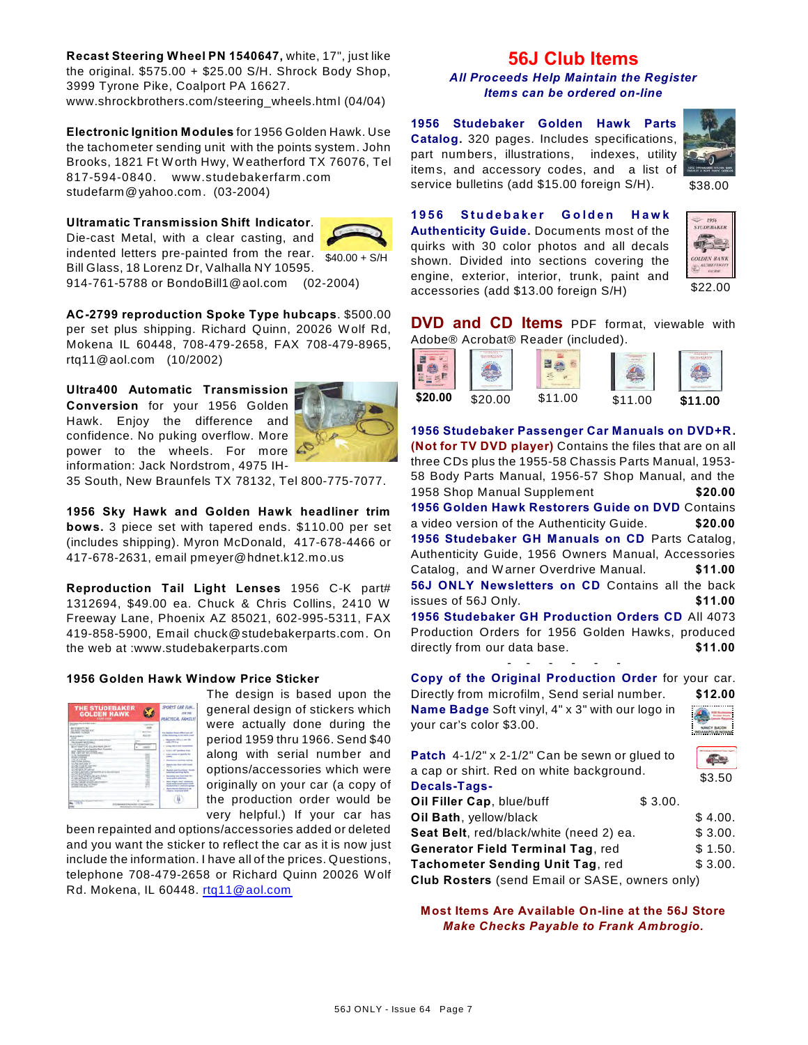**Recast Steering Wheel PN 1540647,** white, 17", just like the original. $575.00 + $25.00 S/H. Shrock Body Shop, 3999 Tyrone Pike, Coalport PA 16627. www.shrockbrothers.com/steering_wheels.html (04/04)

**Electronic Ignition Modules** for 1956 Golden Hawk. Use the tachometer sending unit with the points system. John Brooks, 1821 Ft Worth Hwy, Weatherford TX 76076, Tel 817-594-0840. www.studebakerfarm.com studefarm@yahoo.com. (03-2004)

**Ultramatic Transmission Shift Indicator.** Die-cast Metal, with a clear casting, and indented letters pre-painted from the rear. Bill Glass, 18 Lorenz Dr, Valhalla NY 10595. 914-761-5788 or BondoBill1@aol.com (02-2004)

$40.00 + S/H

**AC-2799 reproduction Spoke Type hubcaps.** $500.00 per set plus shipping. Richard Quinn, 20026 Wolf Rd, Mokena IL 60448, 708-479-2658, FAX 708-479-8965, rtq11@aol.com (10/2002)

**Ultra400 Automatic Transmission Conversion** for your 1956 Golden Hawk. Enjoy the difference and confidence. No puking overflow. More power to the wheels. For more information: Jack Nordstrom, 4975 IH-35 South, New Braunfels TX 78132, Tel 800-775-7077.

**1956 Sky Hawk and Golden Hawk headliner trim bows.** 3 piece set with tapered ends. $110.00 per set (includes shipping). Myron McDonald, 417-678-4466 or 417-678-2631, email pmeyer@hdnet.k12.mo.us

**Reproduction Tail Light Lenses** 1956 C-K part# 1312694, $49.00 ea. Chuck & Chris Collins, 2410 W Freeway Lane, Phoenix AZ 85021, 602-995-5311, FAX 419-858-5900, Email chuck@studebakerparts.com. On the web at :www.studebakerparts.com

**1956 Golden Hawk Window Price Sticker**

The design is based upon the general design of stickers which were actually done during the period 1959 thru 1966. Send $40 along with serial number and options/accessories which were originally on your car (a copy of the production order would be very helpful.) If your car has been repainted and options/accessories added or deleted and you want the sticker to reflect the car as it is now just include the information. I have all of the prices. Questions, telephone 708-479-2658 or Richard Quinn 20026 Wolf Rd. Mokena, IL 60448. rtq11@aol.com

## 56J Club Items

*All Proceeds Help Maintain the Register*
*Items can be ordered on-line*

**1956 Studebaker Golden Hawk Parts Catalog.** 320 pages. Includes specifications, part numbers, illustrations, indexes, utility items, and accessory codes, and a list of service bulletins (add $15.00 foreign S/H). $38.00

**1956 Studebaker Golden Hawk Authenticity Guide.** Documents most of the quirks with 30 color photos and all decals shown. Divided into sections covering the engine, exterior, interior, trunk, paint and accessories (add $13.00 foreign S/H) $22.00

**DVD and CD Items** PDF format, viewable with Adobe® Acrobat® Reader (included).

$20.00 $20.00 $11.00 $11.00 $11.00

**1956 Studebaker Passenger Car Manuals on DVD+R. (Not for TV DVD player)** Contains the files that are on all three CDs plus the 1955-58 Chassis Parts Manual, 1953-58 Body Parts Manual, 1956-57 Shop Manual, and the 1958 Shop Manual Supplement **$20.00**

**1956 Golden Hawk Restorers Guide on DVD** Contains a video version of the Authenticity Guide. **$20.00**

**1956 Studebaker GH Manuals on CD** Parts Catalog, Authenticity Guide, 1956 Owners Manual, Accessories Catalog, and Warner Overdrive Manual. **$11.00**

**56J ONLY Newsletters on CD** Contains all the back issues of 56J Only. **$11.00**

**1956 Studebaker GH Production Orders CD** All 4073 Production Orders for 1956 Golden Hawks, produced directly from our data base. **$11.00**

- - - - - -

**Copy of the Original Production Order** for your car. Directly from microfilm, Send serial number. **$12.00**

**Name Badge** Soft vinyl, 4" x 3" with our logo in your car's color $3.00.

**Patch** 4-1/2" x 2-1/2" Can be sewn or glued to a cap or shirt. Red on white background. $3.50

**Decals-Tags-**

| | |
|---|---|
| **Oil Filler Cap**, blue/buff | $ 3.00. |
| **Oil Bath**, yellow/black | $ 4.00. |
| **Seat Belt**, red/black/white (need 2) ea. | $ 3.00. |
| **Generator Field Terminal Tag**, red | $ 1.50. |
| **Tachometer Sending Unit Tag**, red | $ 3.00. |

**Club Rosters** (send Email or SASE, owners only)

**Most Items Are Available On-line at the 56J Store**
***Make Checks Payable to Frank Ambrogio.***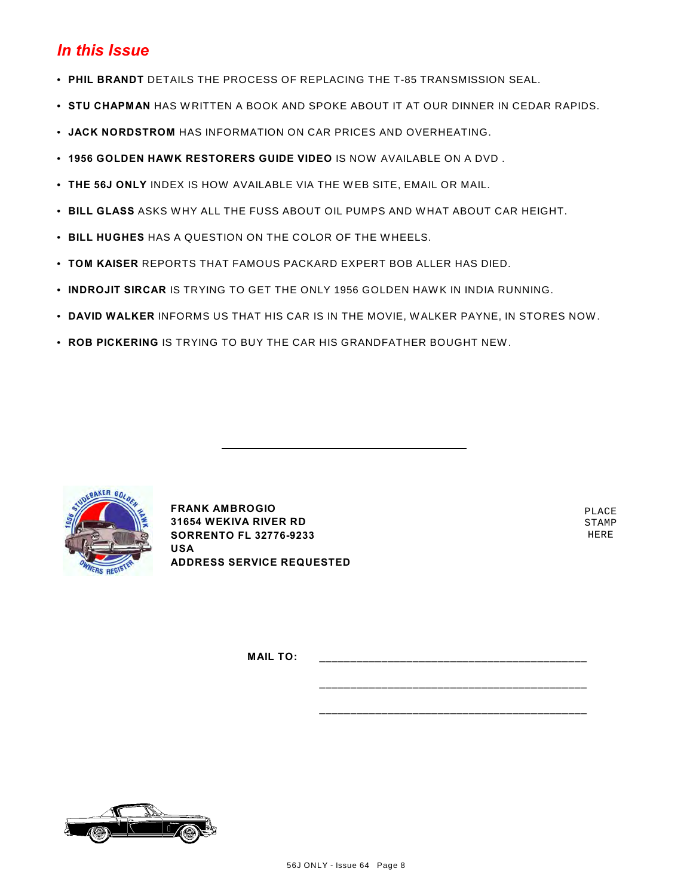## *In this Issue*

- **PHIL BRANDT** DETAILS THE PROCESS OF REPLACING THE T-85 TRANSMISSION SEAL.
- **STU CHAPMAN** HAS WRITTEN A BOOK AND SPOKE ABOUT IT AT OUR DINNER IN CEDAR RAPIDS.
- **JACK NORDSTROM** HAS INFORMATION ON CAR PRICES AND OVERHEATING.
- **1956 GOLDEN HAWK RESTORERS GUIDE VIDEO** IS NOW AVAILABLE ON A DVD .
- **THE 56J ONLY** INDEX IS HOW AVAILABLE VIA THE WEB SITE, EMAIL OR MAIL.
- **BILL GLASS** ASKS WHY ALL THE FUSS ABOUT OIL PUMPS AND WHAT ABOUT CAR HEIGHT.
- **BILL HUGHES** HAS A QUESTION ON THE COLOR OF THE WHEELS.
- **TOM KAISER** REPORTS THAT FAMOUS PACKARD EXPERT BOB ALLER HAS DIED.
- **INDROJIT SIRCAR** IS TRYING TO GET THE ONLY 1956 GOLDEN HAWK IN INDIA RUNNING.
- **DAVID WALKER** INFORMS US THAT HIS CAR IS IN THE MOVIE, WALKER PAYNE, IN STORES NOW.
- **ROB PICKERING** IS TRYING TO BUY THE CAR HIS GRANDFATHER BOUGHT NEW.

---

**FRANK AMBROGIO**
**31654 WEKIVA RIVER RD**
**SORRENTO FL 32776-9233**
**USA**
**ADDRESS SERVICE REQUESTED**

PLACE
STAMP
HERE

**MAIL TO:** ________________________________________

________________________________________

________________________________________